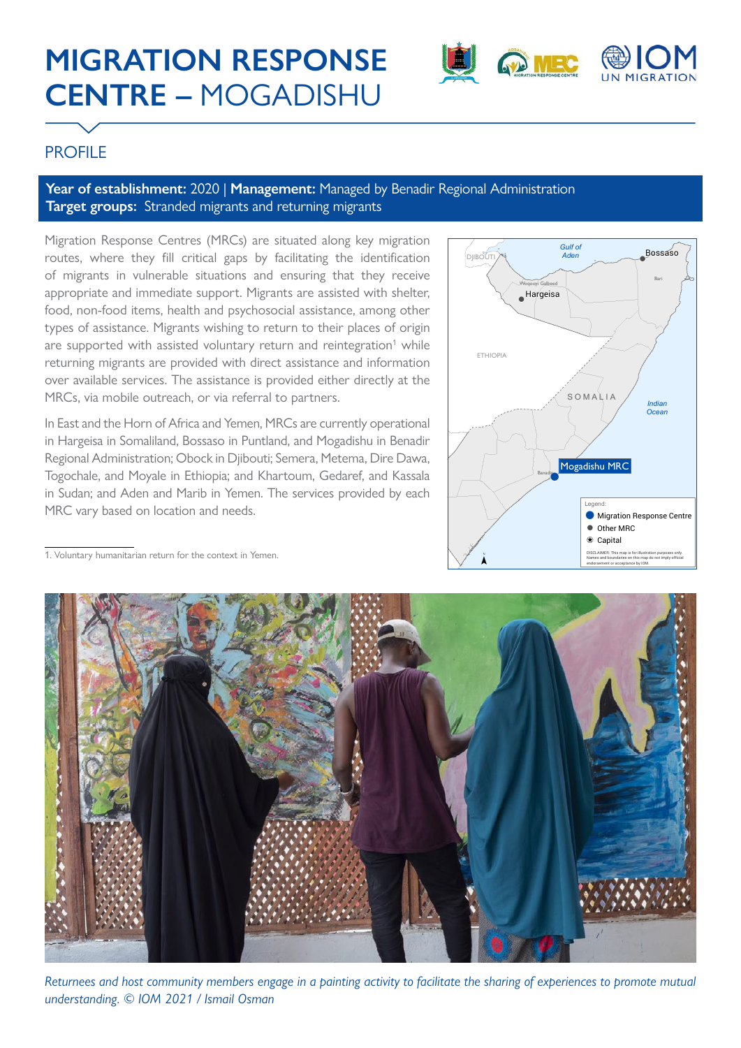# MIGRATION RESPONSE CENTRE – MOGADISHU

## PROFILE

**Year of establishment:** 2020 | **Management:** Managed by Benadir Regional Administration
**Target groups:** Stranded migrants and returning migrants

Migration Response Centres (MRCs) are situated along key migration routes, where they fill critical gaps by facilitating the identification of migrants in vulnerable situations and ensuring that they receive appropriate and immediate support. Migrants are assisted with shelter, food, non-food items, health and psychosocial assistance, among other types of assistance. Migrants wishing to return to their places of origin are supported with assisted voluntary return and reintegration[1] while returning migrants are provided with direct assistance and information over available services. The assistance is provided either directly at the MRCs, via mobile outreach, or via referral to partners.

In East and the Horn of Africa and Yemen, MRCs are currently operational in Hargeisa in Somaliland, Bossaso in Puntland, and Mogadishu in Benadir Regional Administration; Obock in Djibouti; Semera, Metema, Dire Dawa, Togochale, and Moyale in Ethiopia; and Khartoum, Gedaref, and Kassala in Sudan; and Aden and Marib in Yemen. The services provided by each MRC vary based on location and needs.

1. Voluntary humanitarian return for the context in Yemen.

*Returnees and host community members engage in a painting activity to facilitate the sharing of experiences to promote mutual understanding. © IOM 2021 / Ismail Osman*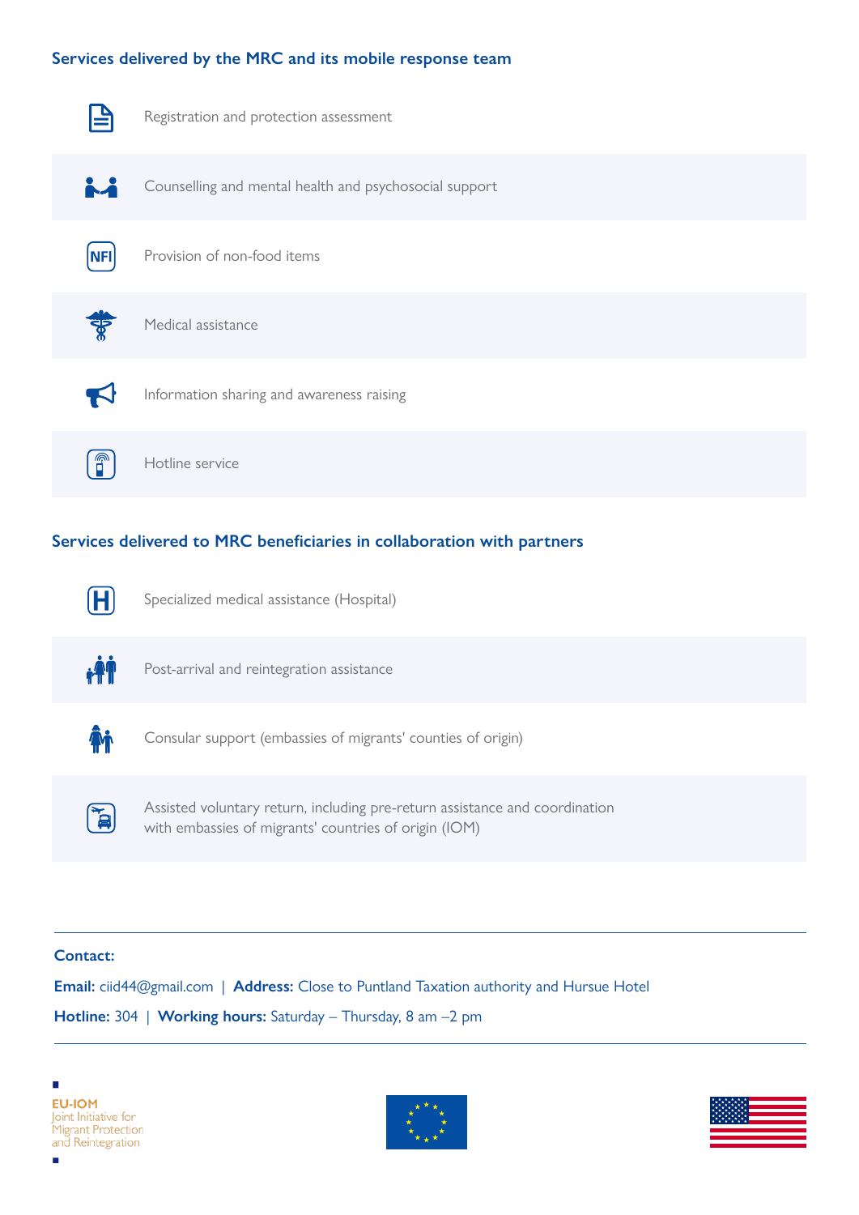## Services delivered by the MRC and its mobile response team

- Registration and protection assessment
- Counselling and mental health and psychosocial support
- Provision of non-food items
- Medical assistance
- Information sharing and awareness raising
- Hotline service

## Services delivered to MRC beneficiaries in collaboration with partners

- Specialized medical assistance (Hospital)
- Post-arrival and reintegration assistance
- Consular support (embassies of migrants' counties of origin)
- Assisted voluntary return, including pre-return assistance and coordination with embassies of migrants' countries of origin (IOM)

**Contact:**

**Email:** ciid44@gmail.com | **Address:** Close to Puntland Taxation authority and Hursue Hotel

**Hotline:** 304 | **Working hours:** Saturday – Thursday, 8 am –2 pm

EU-IOM
Joint Initiative for
Migrant Protection
and Reintegration